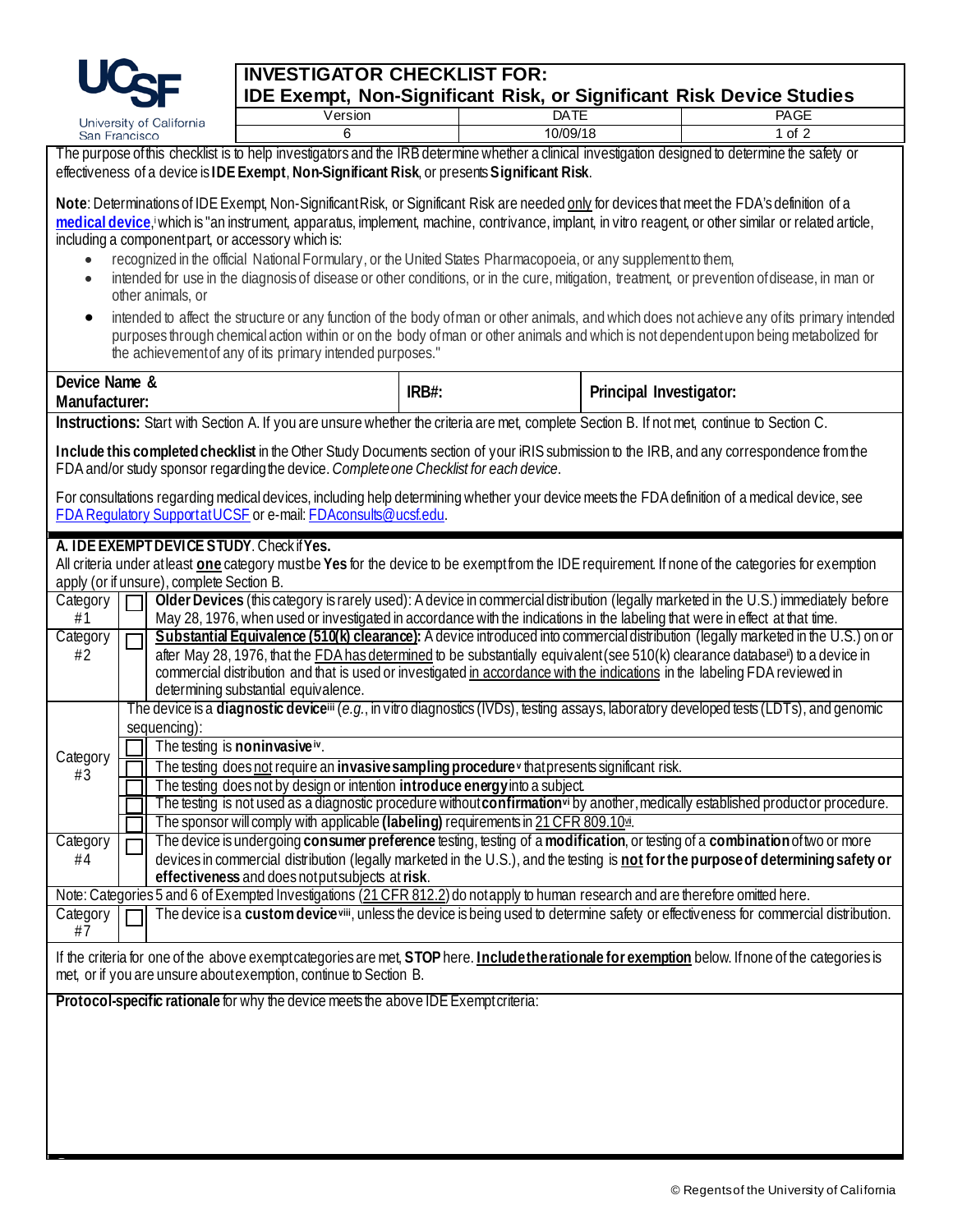# INVESTIGATOR CHECKLIST FOR:
## IDE Exempt, Non-Significant Risk, or Significant Risk Device Studies

| Version | DATE | PAGE |
|---|---|---|
| 6 | 10/09/18 | 1 of 2 |

The purpose of this checklist is to help investigators and the IRB determine whether a clinical investigation designed to determine the safety or effectiveness of a device is **IDE Exempt**, **Non-Significant Risk**, or presents **Significant Risk**.

**Note**: Determinations of IDE Exempt, Non-Significant Risk, or Significant Risk are needed only for devices that meet the FDA's definition of a **medical device**,[i] which is "an instrument, apparatus, implement, machine, contrivance, implant, in vitro reagent, or other similar or related article, including a component part, or accessory which is:

- recognized in the official National Formulary, or the United States Pharmacopoeia, or any supplement to them,
- intended for use in the diagnosis of disease or other conditions, or in the cure, mitigation, treatment, or prevention of disease, in man or other animals, or
- intended to affect the structure or any function of the body of man or other animals, and which does not achieve any of its primary intended purposes through chemical action within or on the body of man or other animals and which is not dependent upon being metabolized for the achievement of any of its primary intended purposes."

| **Device Name & Manufacturer:** | **IRB#:** | **Principal Investigator:** |
|---|---|---|

**Instructions:** Start with Section A. If you are unsure whether the criteria are met, complete Section B. If not met, continue to Section C.

**Include this completed checklist** in the Other Study Documents section of your iRIS submission to the IRB, and any correspondence from the FDA and/or study sponsor regarding the device. *Complete one Checklist for each device*.

For consultations regarding medical devices, including help determining whether your device meets the FDA definition of a medical device, see FDA Regulatory Support at UCSF or e-mail: FDAconsults@ucsf.edu.

**A. IDE EXEMPT DEVICE STUDY**. Check if **Yes.**

All criteria under at least **one** category must be **Yes** for the device to be exempt from the IDE requirement. If none of the categories for exemption apply (or if unsure), complete Section B.

| | | |
|---|---|---|
| Category #1 | ☐ | **Older Devices** (this category is rarely used): A device in commercial distribution (legally marketed in the U.S.) immediately before May 28, 1976, when used or investigated in accordance with the indications in the labeling that were in effect at that time. |
| Category #2 | ☐ | **Substantial Equivalence (510(k) clearance):** A device introduced into commercial distribution (legally marketed in the U.S.) on or after May 28, 1976, that the FDA has determined to be substantially equivalent (see 510(k) clearance database[ii]) to a device in commercial distribution and that is used or investigated in accordance with the indications in the labeling FDA reviewed in determining substantial equivalence. |
| Category #3 | | The device is a **diagnostic device**[iii] (*e.g.*, in vitro diagnostics (IVDs), testing assays, laboratory developed tests (LDTs), and genomic sequencing): |
| | ☐ | The testing is **noninvasive**[iv]. |
| | ☐ | The testing does not require an **invasive sampling procedure**[v] that presents significant risk. |
| | ☐ | The testing does not by design or intention **introduce energy** into a subject. |
| | ☐ | The testing is not used as a diagnostic procedure without **confirmation**[vi] by another, medically established product or procedure. |
| | ☐ | The sponsor will comply with applicable **(labeling)** requirements in 21 CFR 809.10[vii]. |
| Category #4 | ☐ | The device is undergoing **consumer preference** testing, testing of a **modification**, or testing of a **combination** of two or more devices in commercial distribution (legally marketed in the U.S.), and the testing is **not for the purpose of determining safety or effectiveness** and does not put subjects at **risk**. |
| Note: Categories 5 and 6 of Exempted Investigations (21 CFR 812.2) do not apply to human research and are therefore omitted here. | | |
| Category #7 | ☐ | The device is a **custom device**[viii], unless the device is being used to determine safety or effectiveness for commercial distribution. |

If the criteria for one of the above exempt categories are met, **STOP** here. **Include the rationale for exemption** below. If none of the categories is met, or if you are unsure about exemption, continue to Section B.

**Protocol-specific rationale** for why the device meets the above IDE Exempt criteria: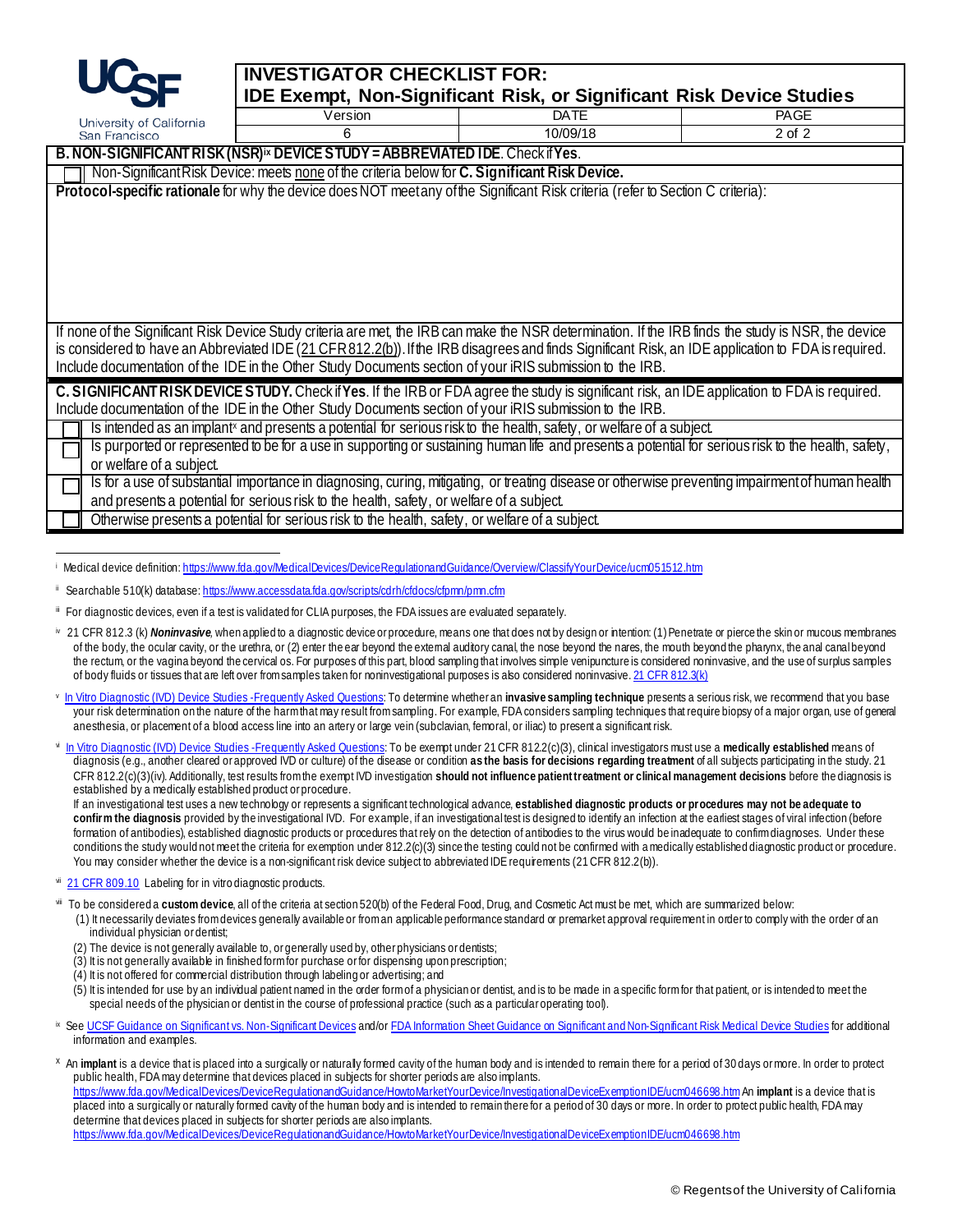# INVESTIGATOR CHECKLIST FOR:
## IDE Exempt, Non-Significant Risk, or Significant Risk Device Studies

| Version | DATE | PAGE |
| --- | --- | --- |
| 6 | 10/09/18 | 2 of 2 |

**B. NON-SIGNIFICANT RISK (NSR)[ix] DEVICE STUDY = ABBREVIATED IDE**. Check if **Yes**.

☐ Non-Significant Risk Device: meets none of the criteria below for **C. Significant Risk Device.**

**Protocol-specific rationale** for why the device does NOT meet any of the Significant Risk criteria (refer to Section C criteria):

If none of the Significant Risk Device Study criteria are met, the IRB can make the NSR determination. If the IRB finds the study is NSR, the device is considered to have an Abbreviated IDE (21 CFR 812.2(b)). If the IRB disagrees and finds Significant Risk, an IDE application to FDA is required. Include documentation of the IDE in the Other Study Documents section of your iRIS submission to the IRB.

**C. SIGNIFICANT RISK DEVICE STUDY.** Check if **Yes**. If the IRB or FDA agree the study is significant risk, an IDE application to FDA is required. Include documentation of the IDE in the Other Study Documents section of your iRIS submission to the IRB.

☐ Is intended as an implant[x] and presents a potential for serious risk to the health, safety, or welfare of a subject.

☐ Is purported or represented to be for a use in supporting or sustaining human life and presents a potential for serious risk to the health, safety, or welfare of a subject.

☐ Is for a use of substantial importance in diagnosing, curing, mitigating, or treating disease or otherwise preventing impairment of human health and presents a potential for serious risk to the health, safety, or welfare of a subject.

☐ Otherwise presents a potential for serious risk to the health, safety, or welfare of a subject.

---

[i] Medical device definition: https://www.fda.gov/MedicalDevices/DeviceRegulationandGuidance/Overview/ClassifyYourDevice/ucm051512.htm

[ii] Searchable 510(k) database: https://www.accessdata.fda.gov/scripts/cdrh/cfdocs/cfpmn/pmn.cfm

[iii] For diagnostic devices, even if a test is validated for CLIA purposes, the FDA issues are evaluated separately.

[iv] 21 CFR 812.3 (k) ***Noninvasive***, when applied to a diagnostic device or procedure, means one that does not by design or intention: (1) Penetrate or pierce the skin or mucous membranes of the body, the ocular cavity, or the urethra, or (2) enter the ear beyond the external auditory canal, the nose beyond the nares, the mouth beyond the pharynx, the anal canal beyond the rectum, or the vagina beyond the cervical os. For purposes of this part, blood sampling that involves simple venipuncture is considered noninvasive, and the use of surplus samples of body fluids or tissues that are left over from samples taken for noninvestigational purposes is also considered noninvasive. 21 CFR 812.3(k)

[v] In Vitro Diagnostic (IVD) Device Studies -Frequently Asked Questions: To determine whether an **invasive sampling technique** presents a serious risk, we recommend that you base your risk determination on the nature of the harm that may result from sampling. For example, FDA considers sampling techniques that require biopsy of a major organ, use of general anesthesia, or placement of a blood access line into an artery or large vein (subclavian, femoral, or iliac) to present a significant risk.

[vi] In Vitro Diagnostic (IVD) Device Studies -Frequently Asked Questions: To be exempt under 21 CFR 812.2(c)(3), clinical investigators must use a **medically established** means of diagnosis (e.g., another cleared or approved IVD or culture) of the disease or condition **as the basis for decisions regarding treatment** of all subjects participating in the study. 21 CFR 812.2(c)(3)(iv). Additionally, test results from the exempt IVD investigation **should not influence patient treatment or clinical management decisions** before the diagnosis is established by a medically established product or procedure.
If an investigational test uses a new technology or represents a significant technological advance, **established diagnostic products or procedures may not be adequate to confirm the diagnosis** provided by the investigational IVD. For example, if an investigational test is designed to identify an infection at the earliest stages of viral infection (before formation of antibodies), established diagnostic products or procedures that rely on the detection of antibodies to the virus would be inadequate to confirm diagnoses. Under these conditions the study would not meet the criteria for exemption under 812.2(c)(3) since the testing could not be confirmed with a medically established diagnostic product or procedure. You may consider whether the device is a non-significant risk device subject to abbreviated IDE requirements (21 CFR 812.2(b)).

[vii] 21 CFR 809.10 Labeling for in vitro diagnostic products.

[viii] To be considered a **custom device**, all of the criteria at section 520(b) of the Federal Food, Drug, and Cosmetic Act must be met, which are summarized below:
(1) It necessarily deviates from devices generally available or from an applicable performance standard or premarket approval requirement in order to comply with the order of an individual physician or dentist;
(2) The device is not generally available to, or generally used by, other physicians or dentists;
(3) It is not generally available in finished form for purchase or for dispensing upon prescription;
(4) It is not offered for commercial distribution through labeling or advertising; and
(5) It is intended for use by an individual patient named in the order form of a physician or dentist, and is to be made in a specific form for that patient, or is intended to meet the special needs of the physician or dentist in the course of professional practice (such as a particular operating tool).

[ix] See UCSF Guidance on Significant vs. Non-Significant Devices and/or FDA Information Sheet Guidance on Significant and Non-Significant Risk Medical Device Studies for additional information and examples.

[x] An **implant** is a device that is placed into a surgically or naturally formed cavity of the human body and is intended to remain there for a period of 30 days or more. In order to protect public health, FDA may determine that devices placed in subjects for shorter periods are also implants.
https://www.fda.gov/MedicalDevices/DeviceRegulationandGuidance/HowtoMarketYourDevice/InvestigationalDeviceExemptionIDE/ucm046698.htm An **implant** is a device that is placed into a surgically or naturally formed cavity of the human body and is intended to remain there for a period of 30 days or more. In order to protect public health, FDA may determine that devices placed in subjects for shorter periods are also implants.
https://www.fda.gov/MedicalDevices/DeviceRegulationandGuidance/HowtoMarketYourDevice/InvestigationalDeviceExemptionIDE/ucm046698.htm

© Regents of the University of California